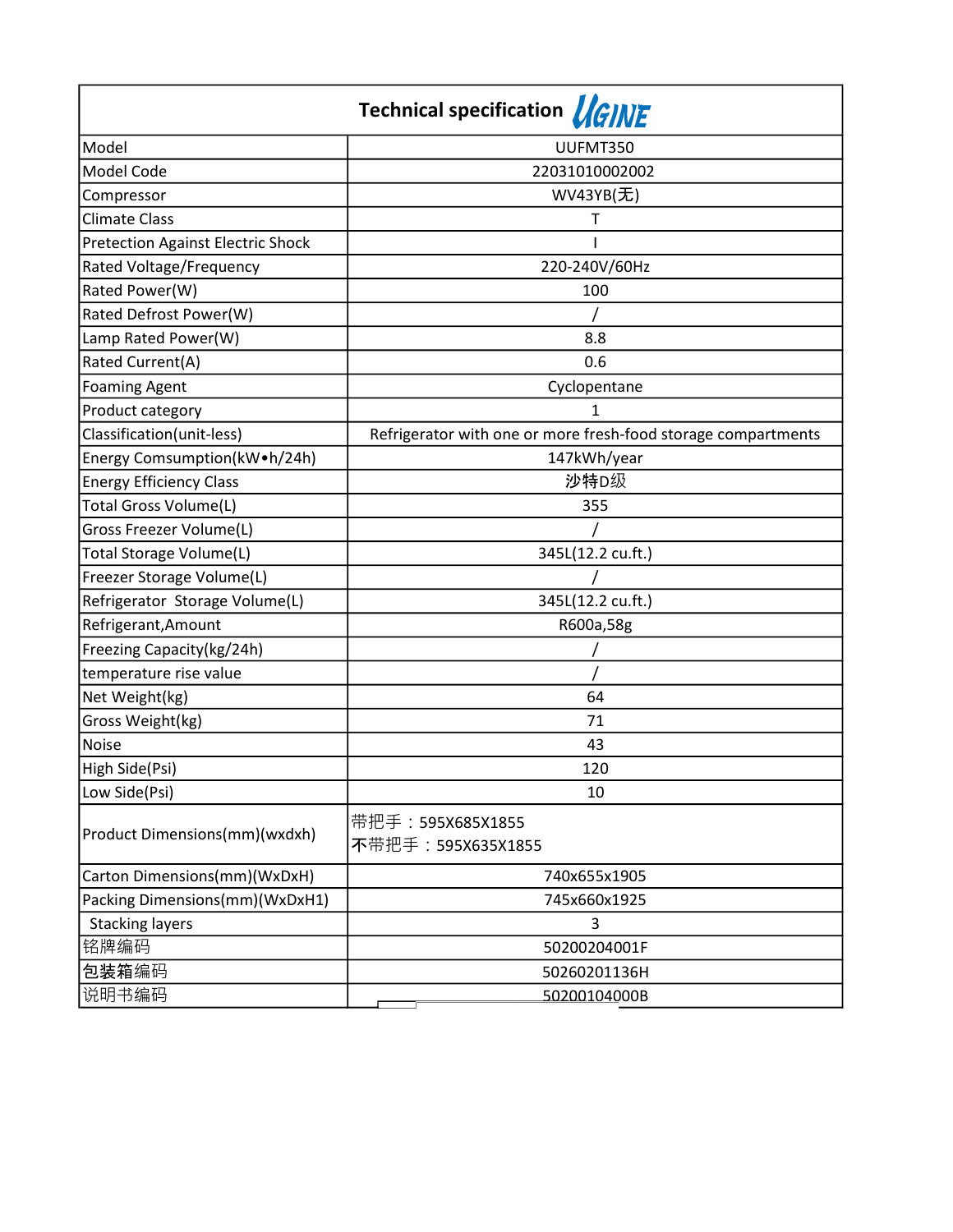| Technical specification UGINE | |
|---|---|
| Model | UUFMT350 |
| Model Code | 22031010002002 |
| Compressor | WV43YB(无) |
| Climate Class | T |
| Pretection Against Electric Shock | I |
| Rated Voltage/Frequency | 220-240V/60Hz |
| Rated Power(W) | 100 |
| Rated Defrost Power(W) | / |
| Lamp Rated Power(W) | 8.8 |
| Rated Current(A) | 0.6 |
| Foaming Agent | Cyclopentane |
| Product category | 1 |
| Classification(unit-less) | Refrigerator with one or more fresh-food storage compartments |
| Energy Comsumption(kW•h/24h) | 147kWh/year |
| Energy Efficiency Class | 沙特D级 |
| Total Gross Volume(L) | 355 |
| Gross Freezer Volume(L) | / |
| Total Storage Volume(L) | 345L(12.2 cu.ft.) |
| Freezer Storage Volume(L) | / |
| Refrigerator Storage Volume(L) | 345L(12.2 cu.ft.) |
| Refrigerant,Amount | R600a,58g |
| Freezing Capacity(kg/24h) | / |
| temperature rise value | / |
| Net Weight(kg) | 64 |
| Gross Weight(kg) | 71 |
| Noise | 43 |
| High Side(Psi) | 120 |
| Low Side(Psi) | 10 |
| Product Dimensions(mm)(wxdxh) | 带把手：595X685X1855<br>不带把手：595X635X1855 |
| Carton Dimensions(mm)(WxDxH) | 740x655x1905 |
| Packing Dimensions(mm)(WxDxH1) | 745x660x1925 |
| Stacking layers | 3 |
| 铭牌编码 | 50200204001F |
| 包装箱编码 | 50260201136H |
| 说明书编码 | 50200104000B |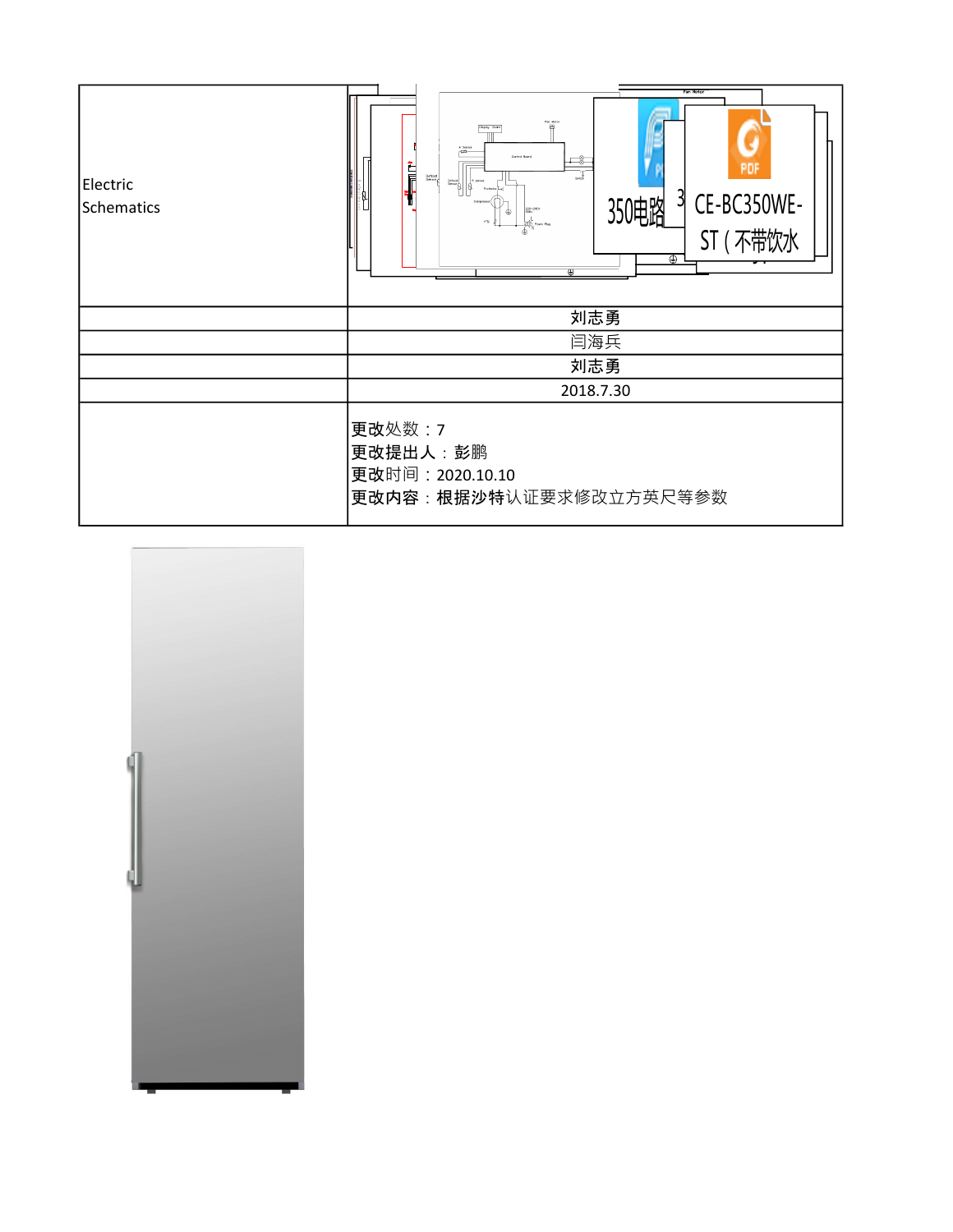| Electric Schematics | 350电路 3 CE-BC350WE-ST ( 不带饮水 |
| --- | --- |
| | 刘志勇 |
| | 闫海兵 |
| | 刘志勇 |
| | 2018.7.30 |
| | 更改处数：7<br>更改提出人：彭鹏<br>更改时间：2020.10.10<br>更改内容：根据沙特认证要求修改立方英尺等参数 |